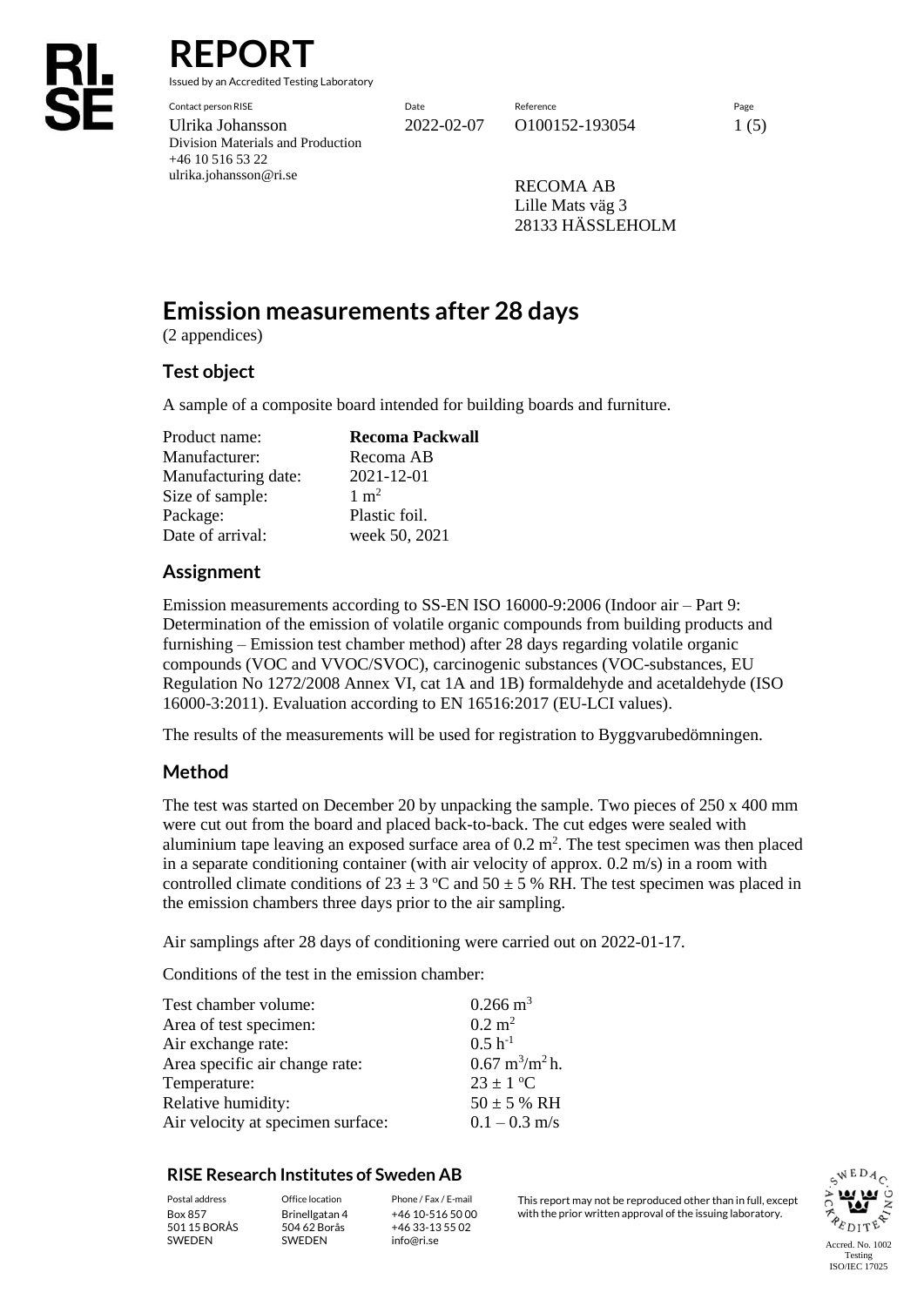# REPORT

Issued by an Accredited Testing Laboratory

| Contact person RISE | Date | Reference | Page |
|---|---|---|---|
| Ulrika Johansson<br>Division Materials and Production<br>+46 10 516 53 22<br>ulrika.johansson@ri.se | 2022-02-07 | O100152-193054 | 1 (5) |

RECOMA AB
Lille Mats väg 3
28133 HÄSSLEHOLM

# Emission measurements after 28 days

(2 appendices)

## Test object

A sample of a composite board intended for building boards and furniture.

| | |
|---|---|
| Product name: | **Recoma Packwall** |
| Manufacturer: | Recoma AB |
| Manufacturing date: | 2021-12-01 |
| Size of sample: | 1 $m^2$ |
| Package: | Plastic foil. |
| Date of arrival: | week 50, 2021 |

## Assignment

Emission measurements according to SS-EN ISO 16000-9:2006 (Indoor air – Part 9: Determination of the emission of volatile organic compounds from building products and furnishing – Emission test chamber method) after 28 days regarding volatile organic compounds (VOC and VVOC/SVOC), carcinogenic substances (VOC-substances, EU Regulation No 1272/2008 Annex VI, cat 1A and 1B) formaldehyde and acetaldehyde (ISO 16000-3:2011). Evaluation according to EN 16516:2017 (EU-LCI values).

The results of the measurements will be used for registration to Byggvarubedömningen.

## Method

The test was started on December 20 by unpacking the sample. Two pieces of 250 x 400 mm were cut out from the board and placed back-to-back. The cut edges were sealed with aluminium tape leaving an exposed surface area of 0.2 $m^2$. The test specimen was then placed in a separate conditioning container (with air velocity of approx. 0.2 m/s) in a room with controlled climate conditions of $23 \pm 3$ °C and $50 \pm 5$ % RH. The test specimen was placed in the emission chambers three days prior to the air sampling.

Air samplings after 28 days of conditioning were carried out on 2022-01-17.

Conditions of the test in the emission chamber:

| | |
|---|---|
| Test chamber volume: | 0.266 $m^3$ |
| Area of test specimen: | 0.2 $m^2$ |
| Air exchange rate: | 0.5 $h^{-1}$ |
| Area specific air change rate: | 0.67 $m^3/m^2$ h. |
| Temperature: | $23 \pm 1$ °C |
| Relative humidity: | $50 \pm 5$ % RH |
| Air velocity at specimen surface: | 0.1 – 0.3 m/s |

**RISE Research Institutes of Sweden AB**

| Postal address | Office location | Phone / Fax / E-mail |
|---|---|---|
| Box 857<br>501 15 BORÅS<br>SWEDEN | Brinellgatan 4<br>504 62 Borås<br>SWEDEN | +46 10-516 50 00<br>+46 33-13 55 02<br>info@ri.se |

This report may not be reproduced other than in full, except with the prior written approval of the issuing laboratory.

Accred. No. 1002
Testing
ISO/IEC 17025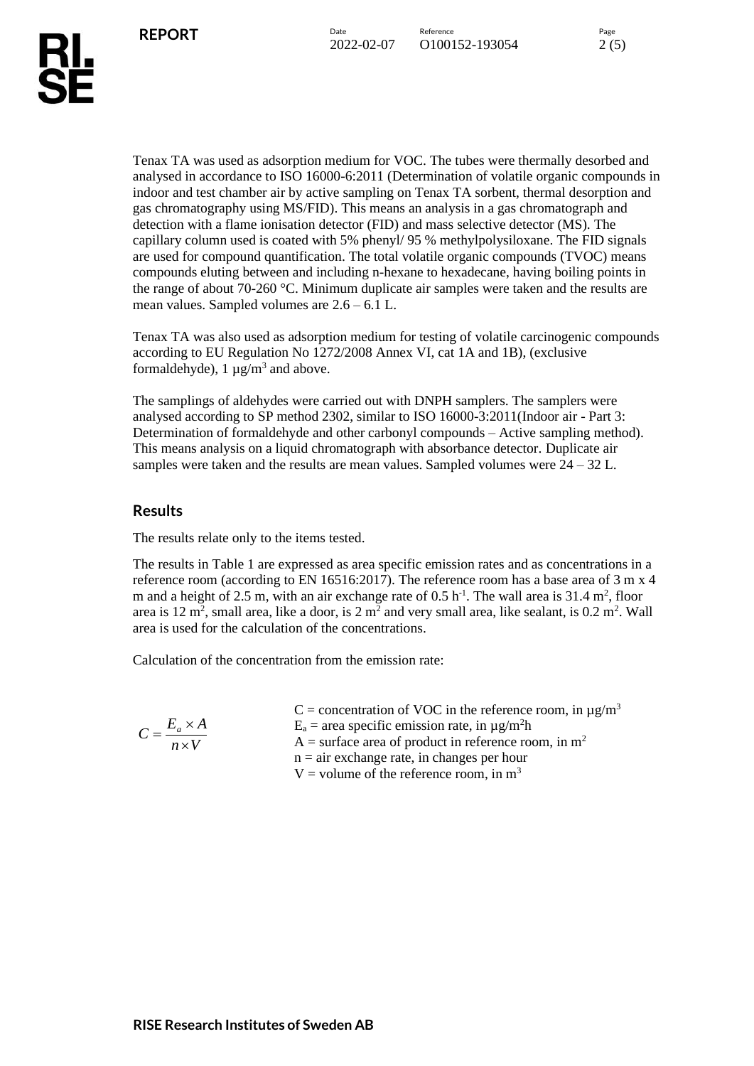Tenax TA was used as adsorption medium for VOC. The tubes were thermally desorbed and analysed in accordance to ISO 16000-6:2011 (Determination of volatile organic compounds in indoor and test chamber air by active sampling on Tenax TA sorbent, thermal desorption and gas chromatography using MS/FID). This means an analysis in a gas chromatograph and detection with a flame ionisation detector (FID) and mass selective detector (MS). The capillary column used is coated with 5% phenyl/ 95 % methylpolysiloxane. The FID signals are used for compound quantification. The total volatile organic compounds (TVOC) means compounds eluting between and including n-hexane to hexadecane, having boiling points in the range of about 70-260 °C. Minimum duplicate air samples were taken and the results are mean values. Sampled volumes are 2.6 – 6.1 L.

Tenax TA was also used as adsorption medium for testing of volatile carcinogenic compounds according to EU Regulation No 1272/2008 Annex VI, cat 1A and 1B), (exclusive formaldehyde), 1 µg/m$^3$ and above.

The samplings of aldehydes were carried out with DNPH samplers. The samplers were analysed according to SP method 2302, similar to ISO 16000-3:2011(Indoor air - Part 3: Determination of formaldehyde and other carbonyl compounds – Active sampling method). This means analysis on a liquid chromatograph with absorbance detector. Duplicate air samples were taken and the results are mean values. Sampled volumes were 24 – 32 L.

## Results

The results relate only to the items tested.

The results in Table 1 are expressed as area specific emission rates and as concentrations in a reference room (according to EN 16516:2017). The reference room has a base area of 3 m x 4 m and a height of 2.5 m, with an air exchange rate of 0.5 h$^{-1}$. The wall area is 31.4 m$^2$, floor area is 12 m$^2$, small area, like a door, is 2 m$^2$ and very small area, like sealant, is 0.2 m$^2$. Wall area is used for the calculation of the concentrations.

Calculation of the concentration from the emission rate:

$$C = \frac{E_a \times A}{n \times V}$$

C = concentration of VOC in the reference room, in µg/m$^3$
$E_a$ = area specific emission rate, in µg/m$^2$h
A = surface area of product in reference room, in m$^2$
n = air exchange rate, in changes per hour
V = volume of the reference room, in m$^3$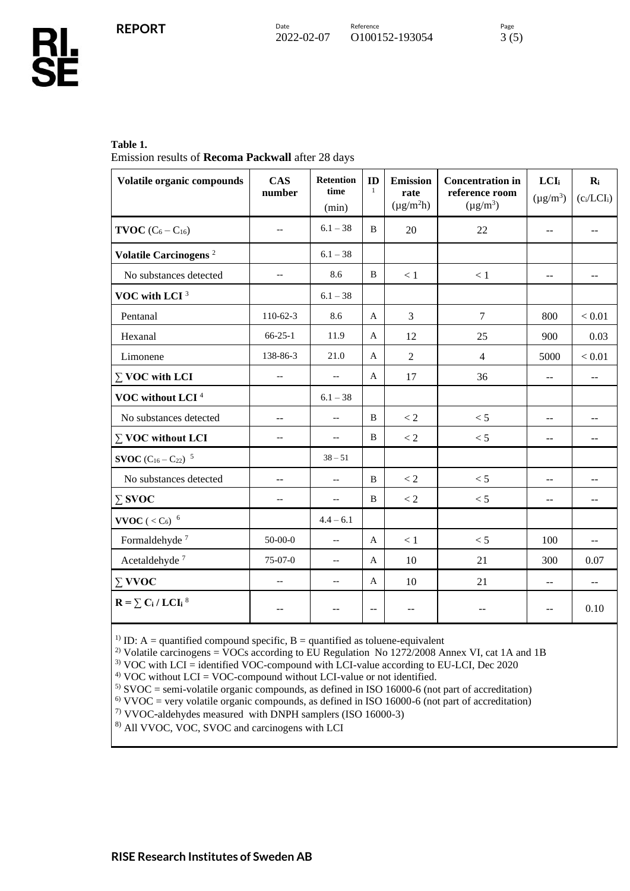**Table 1.**
Emission results of **Recoma Packwall** after 28 days

| Volatile organic compounds | CAS number | Retention time (min) | ID [1] | Emission rate ($\mu g/m^2h$) | Concentration in reference room ($\mu g/m^3$) | $LCI_i$ ($\mu g/m^3$) | $R_i$ ($c_i/LCI_i$) |
|---|---|---|---|---|---|---|---|
| **TVOC** ($C_6 - C_{16}$) | -- | 6.1 – 38 | B | 20 | 22 | -- | -- |
| **Volatile Carcinogens** [2] | | 6.1 – 38 | | | | | |
| No substances detected | -- | 8.6 | B | < 1 | < 1 | -- | -- |
| **VOC with LCI** [3] | | 6.1 – 38 | | | | | |
| Pentanal | 110-62-3 | 8.6 | A | 3 | 7 | 800 | < 0.01 |
| Hexanal | 66-25-1 | 11.9 | A | 12 | 25 | 900 | 0.03 |
| Limonene | 138-86-3 | 21.0 | A | 2 | 4 | 5000 | < 0.01 |
| **∑ VOC with LCI** | -- | -- | A | 17 | 36 | -- | -- |
| **VOC without LCI** [4] | | 6.1 – 38 | | | | | |
| No substances detected | -- | -- | B | < 2 | < 5 | -- | -- |
| **∑ VOC without LCI** | -- | -- | B | < 2 | < 5 | -- | -- |
| **SVOC** ($C_{16} - C_{22}$) [5] | | 38 – 51 | | | | | |
| No substances detected | -- | -- | B | < 2 | < 5 | -- | -- |
| **∑ SVOC** | -- | -- | B | < 2 | < 5 | -- | -- |
| **VVOC** ( < $C_6$) [6] | | 4.4 – 6.1 | | | | | |
| Formaldehyde [7] | 50-00-0 | -- | A | < 1 | < 5 | 100 | -- |
| Acetaldehyde [7] | 75-07-0 | -- | A | 10 | 21 | 300 | 0.07 |
| **∑ VVOC** | -- | -- | A | 10 | 21 | -- | -- |
| $\mathbf{R = \sum C_i / LCI_i}$ [8] | -- | -- | -- | -- | -- | -- | 0.10 |

[1] ID: A = quantified compound specific, B = quantified as toluene-equivalent
[2] Volatile carcinogens = VOCs according to EU Regulation No 1272/2008 Annex VI, cat 1A and 1B
[3] VOC with LCI = identified VOC-compound with LCI-value according to EU-LCI, Dec 2020
[4] VOC without LCI = VOC-compound without LCI-value or not identified.
[5] SVOC = semi-volatile organic compounds, as defined in ISO 16000-6 (not part of accreditation)
[6] VVOC = very volatile organic compounds, as defined in ISO 16000-6 (not part of accreditation)
[7] VVOC-aldehydes measured with DNPH samplers (ISO 16000-3)
[8] All VVOC, VOC, SVOC and carcinogens with LCI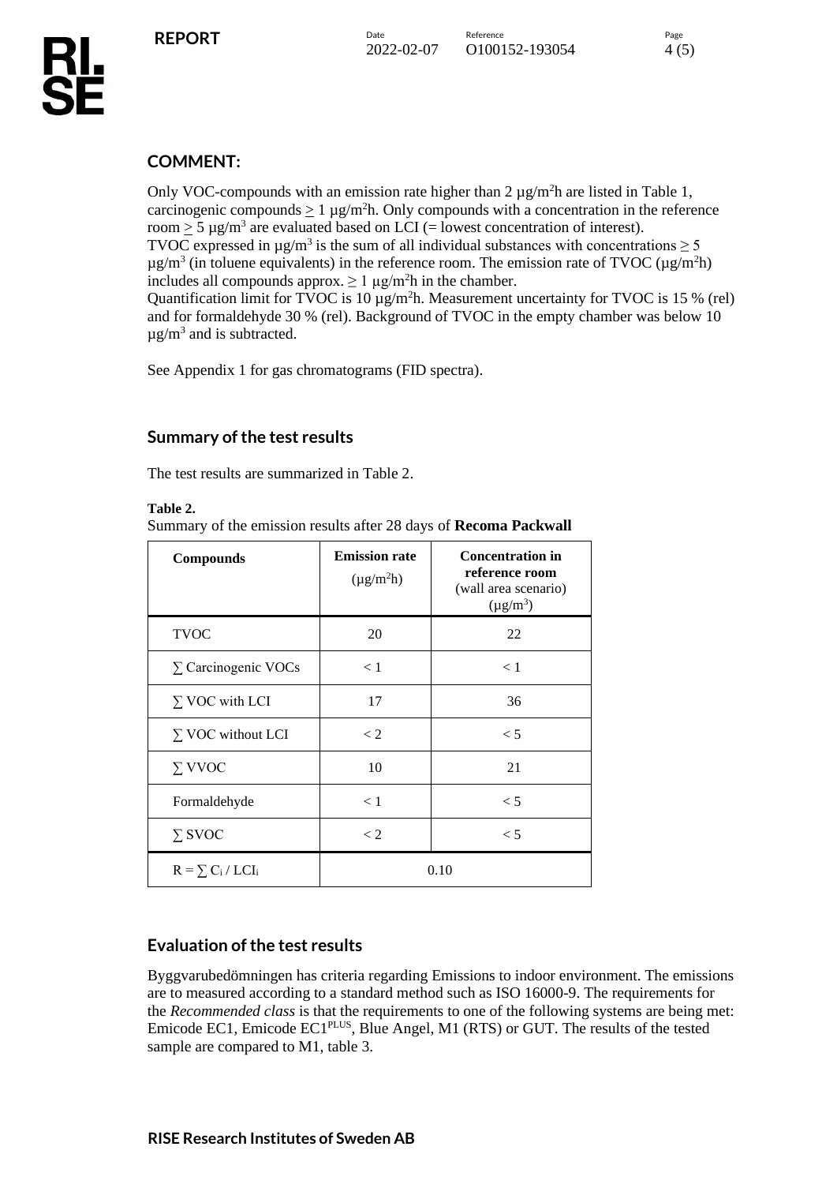## COMMENT:

Only VOC-compounds with an emission rate higher than 2 µg/m²h are listed in Table 1, carcinogenic compounds ≥ 1 µg/m²h. Only compounds with a concentration in the reference room ≥ 5 µg/m³ are evaluated based on LCI (= lowest concentration of interest).
TVOC expressed in µg/m³ is the sum of all individual substances with concentrations ≥ 5 µg/m³ (in toluene equivalents) in the reference room. The emission rate of TVOC (µg/m²h) includes all compounds approx. ≥ 1 µg/m²h in the chamber.
Quantification limit for TVOC is 10 µg/m²h. Measurement uncertainty for TVOC is 15 % (rel) and for formaldehyde 30 % (rel). Background of TVOC in the empty chamber was below 10 µg/m³ and is subtracted.

See Appendix 1 for gas chromatograms (FID spectra).

## Summary of the test results

The test results are summarized in Table 2.

**Table 2.**
Summary of the emission results after 28 days of **Recoma Packwall**

| **Compounds** | **Emission rate** (µg/m²h) | **Concentration in reference room** (wall area scenario) (µg/m³) |
|---|---|---|
| TVOC | 20 | 22 |
| ∑ Carcinogenic VOCs | < 1 | < 1 |
| ∑ VOC with LCI | 17 | 36 |
| ∑ VOC without LCI | < 2 | < 5 |
| ∑ VVOC | 10 | 21 |
| Formaldehyde | < 1 | < 5 |
| ∑ SVOC | < 2 | < 5 |
| $R = \sum C_i / LCI_i$ | 0.10 | |

## Evaluation of the test results

Byggvarubedömningen has criteria regarding Emissions to indoor environment. The emissions are to measured according to a standard method such as ISO 16000-9. The requirements for the *Recommended class* is that the requirements to one of the following systems are being met: Emicode EC1, Emicode EC1PLUS, Blue Angel, M1 (RTS) or GUT. The results of the tested sample are compared to M1, table 3.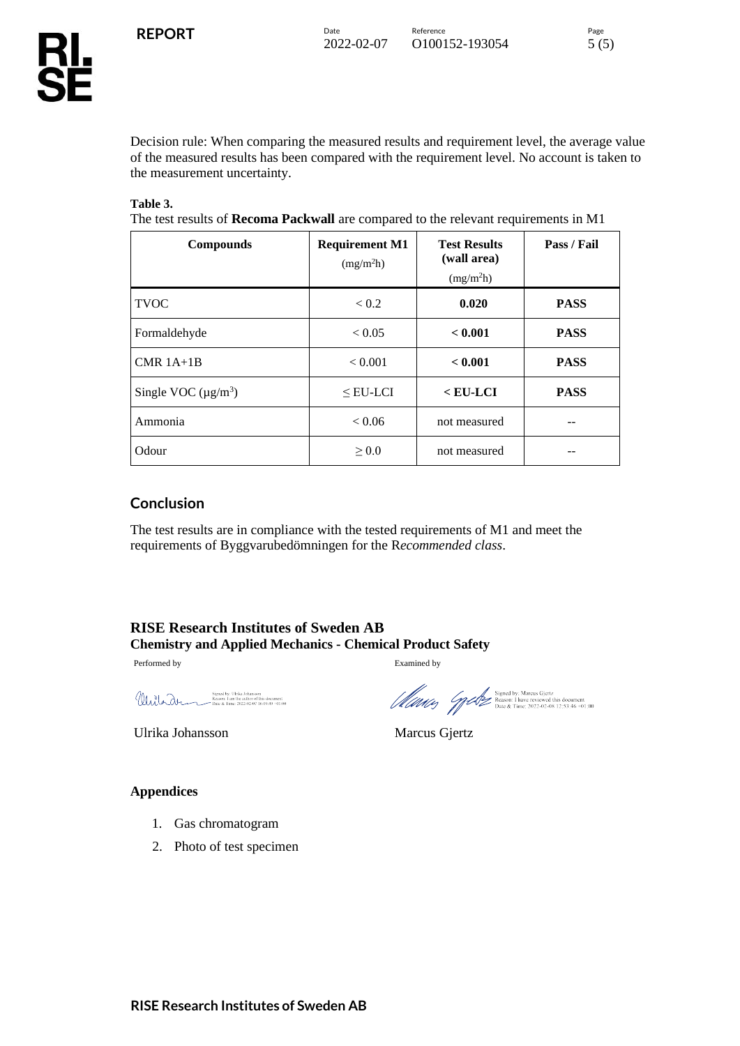Decision rule: When comparing the measured results and requirement level, the average value of the measured results has been compared with the requirement level. No account is taken to the measurement uncertainty.

**Table 3.**

The test results of **Recoma Packwall** are compared to the relevant requirements in M1

| Compounds | Requirement M1 ($mg/m^2h$) | Test Results (wall area) ($mg/m^2h$) | Pass / Fail |
|---|---|---|---|
| TVOC | < 0.2 | **0.020** | **PASS** |
| Formaldehyde | < 0.05 | **< 0.001** | **PASS** |
| CMR 1A+1B | < 0.001 | **< 0.001** | **PASS** |
| Single VOC ($\mu g/m^3$) | ≤ EU-LCI | **< EU-LCI** | **PASS** |
| Ammonia | < 0.06 | not measured | -- |
| Odour | ≥ 0.0 | not measured | -- |

## Conclusion

The test results are in compliance with the tested requirements of M1 and meet the requirements of Byggvarubedömningen for the R*ecommended class*.

**RISE Research Institutes of Sweden AB**
**Chemistry and Applied Mechanics - Chemical Product Safety**

Performed by

Signed by: Ulrika Johansson
Reason: I am the author of this document
Date & Time: 2022-02-07 16:09:49 +01:00

Ulrika Johansson

Examined by

Signed by: Marcus Gjertz
Reason: I have reviewed this document
Date & Time: 2022-02-08 12:53:46 +01:00

Marcus Gjertz

**Appendices**

1. Gas chromatogram
2. Photo of test specimen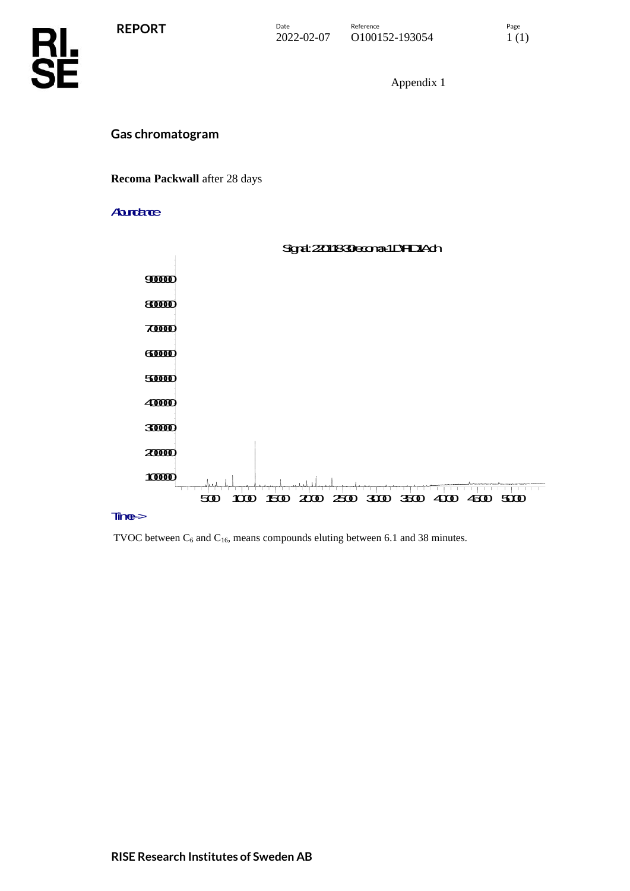Appendix 1

## Gas chromatogram

**Recoma Packwall** after 28 days

TVOC between $C_6$ and $C_{16}$, means compounds eluting between 6.1 and 38 minutes.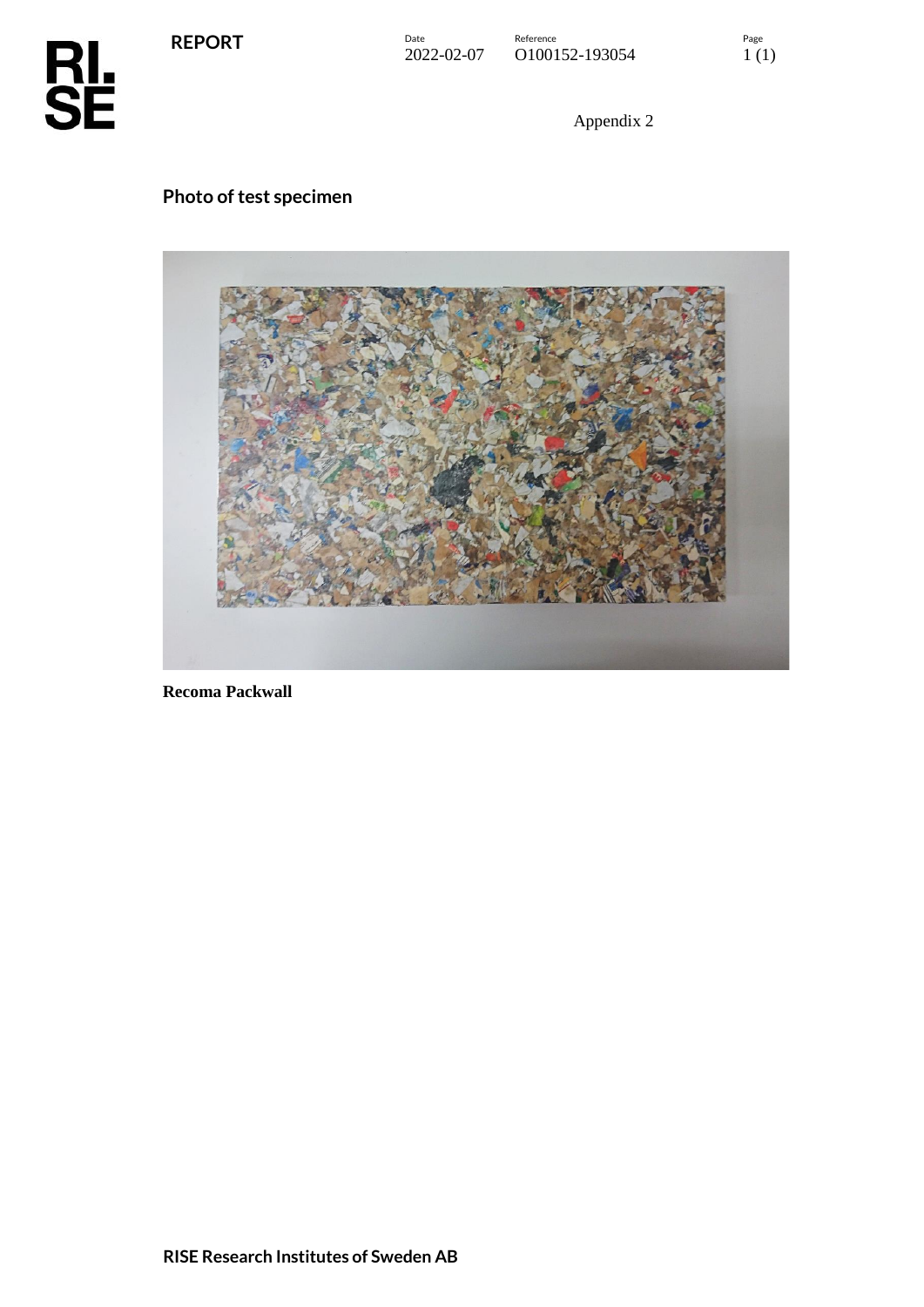Appendix 2

## Photo of test specimen

**Recoma Packwall**